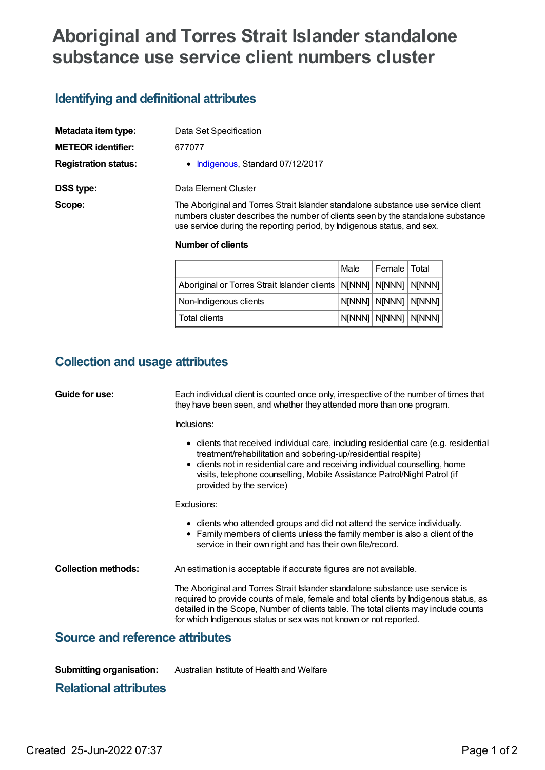# Aboriginal and Torres Strait Islander standalone substance use service client numbers cluster

## Identifying and definitional attributes

**Metadata item type:** Data Set Specification

**METEOR identifier:** 677077

**Registration status:**

- Indigenous, Standard 07/12/2017

**DSS type:** Data Element Cluster

**Scope:** The Aboriginal and Torres Strait Islander standalone substance use service client numbers cluster describes the number of clients seen by the standalone substance use service during the reporting period, by Indigenous status, and sex.

**Number of clients**

| | Male | Female | Total |
|---|---|---|---|
| Aboriginal or Torres Strait Islander clients | N[NNN] | N[NNN] | N[NNN] |
| Non-Indigenous clients | N[NNN] | N[NNN] | N[NNN] |
| Total clients | N[NNN] | N[NNN] | N[NNN] |

## Collection and usage attributes

**Guide for use:** Each individual client is counted once only, irrespective of the number of times that they have been seen, and whether they attended more than one program.

Inclusions:

- clients that received individual care, including residential care (e.g. residential treatment/rehabilitation and sobering-up/residential respite)
- clients not in residential care and receiving individual counselling, home visits, telephone counselling, Mobile Assistance Patrol/Night Patrol (if provided by the service)

Exclusions:

- clients who attended groups and did not attend the service individually.
- Family members of clients unless the family member is also a client of the service in their own right and has their own file/record.

**Collection methods:** An estimation is acceptable if accurate figures are not available.

The Aboriginal and Torres Strait Islander standalone substance use service is required to provide counts of male, female and total clients by Indigenous status, as detailed in the Scope, Number of clients table. The total clients may include counts for which Indigenous status or sex was not known or not reported.

## Source and reference attributes

**Submitting organisation:** Australian Institute of Health and Welfare

## Relational attributes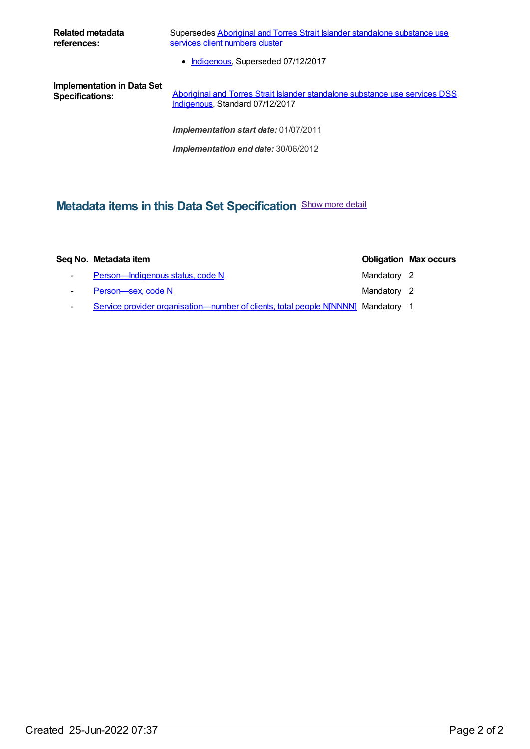**Related metadata references:**

Supersedes Aboriginal and Torres Strait Islander standalone substance use services client numbers cluster

- Indigenous, Superseded 07/12/2017

**Implementation in Data Set Specifications:**

Aboriginal and Torres Strait Islander standalone substance use services DSS Indigenous, Standard 07/12/2017

***Implementation start date:*** 01/07/2011

***Implementation end date:*** 30/06/2012

## Metadata items in this Data Set Specification

Show more detail

| Seq No. | Metadata item | Obligation | Max occurs |
|---|---|---|---|
| - | Person—Indigenous status, code N | Mandatory | 2 |
| - | Person—sex, code N | Mandatory | 2 |
| - | Service provider organisation—number of clients, total people N[NNNN] | Mandatory | 1 |